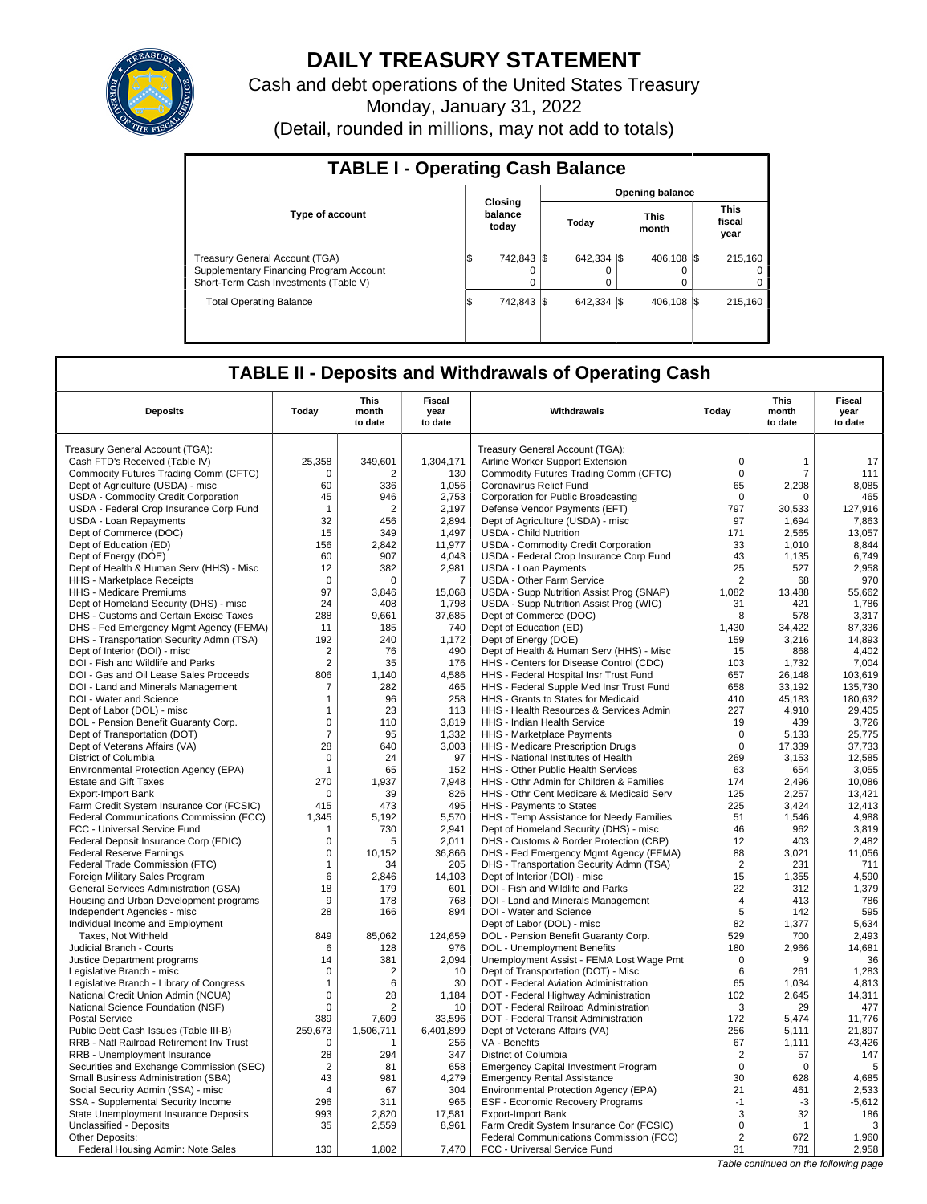# DAILY TREASURY STATEMENT

Cash and debt operations of the United States Treasury

Monday, January 31, 2022

(Detail, rounded in millions, may not add to totals)

## TABLE I - Operating Cash Balance

| Type of account | Closing balance today | Opening balance | | |
|---|---|---|---|---|
| | | Today | This month | This fiscal year |
| Treasury General Account (TGA) | $ 742,843 | $ 642,334 | $ 406,108 | $ 215,160 |
| Supplementary Financing Program Account | 0 | 0 | 0 | 0 |
| Short-Term Cash Investments (Table V) | 0 | 0 | 0 | 0 |
| Total Operating Balance | $ 742,843 | $ 642,334 | $ 406,108 | $ 215,160 |

## TABLE II - Deposits and Withdrawals of Operating Cash

| Deposits | Today | This month to date | Fiscal year to date | Withdrawals | Today | This month to date | Fiscal year to date |
|---|---|---|---|---|---|---|---|
| Treasury General Account (TGA): | | | | Treasury General Account (TGA): | | | |
| Cash FTD's Received (Table IV) | 25,358 | 349,601 | 1,304,171 | Airline Worker Support Extension | 0 | 1 | 17 |
| Commodity Futures Trading Comm (CFTC) | 0 | 2 | 130 | Commodity Futures Trading Comm (CFTC) | 0 | 7 | 111 |
| Dept of Agriculture (USDA) - misc | 60 | 336 | 1,056 | Coronavirus Relief Fund | 65 | 2,298 | 8,085 |
| USDA - Commodity Credit Corporation | 45 | 946 | 2,753 | Corporation for Public Broadcasting | 0 | 0 | 465 |
| USDA - Federal Crop Insurance Corp Fund | 1 | 2 | 2,197 | Defense Vendor Payments (EFT) | 797 | 30,533 | 127,916 |
| USDA - Loan Repayments | 32 | 456 | 2,894 | Dept of Agriculture (USDA) - misc | 97 | 1,694 | 7,863 |
| Dept of Commerce (DOC) | 15 | 349 | 1,497 | USDA - Child Nutrition | 171 | 2,565 | 13,057 |
| Dept of Education (ED) | 156 | 2,842 | 11,977 | USDA - Commodity Credit Corporation | 33 | 1,010 | 8,844 |
| Dept of Energy (DOE) | 60 | 907 | 4,043 | USDA - Federal Crop Insurance Corp Fund | 43 | 1,135 | 6,749 |
| Dept of Health & Human Serv (HHS) - Misc | 12 | 382 | 2,981 | USDA - Loan Payments | 25 | 527 | 2,958 |
| HHS - Marketplace Receipts | 0 | 0 | 7 | USDA - Other Farm Service | 2 | 68 | 970 |
| HHS - Medicare Premiums | 97 | 3,846 | 15,068 | USDA - Supp Nutrition Assist Prog (SNAP) | 1,082 | 13,488 | 55,662 |
| Dept of Homeland Security (DHS) - misc | 24 | 408 | 1,798 | USDA - Supp Nutrition Assist Prog (WIC) | 31 | 421 | 1,786 |
| DHS - Customs and Certain Excise Taxes | 288 | 9,661 | 37,685 | Dept of Commerce (DOC) | 8 | 578 | 3,317 |
| DHS - Fed Emergency Mgmt Agency (FEMA) | 11 | 185 | 740 | Dept of Education (ED) | 1,430 | 34,422 | 87,336 |
| DHS - Transportation Security Admn (TSA) | 192 | 240 | 1,172 | Dept of Energy (DOE) | 159 | 3,216 | 14,893 |
| Dept of Interior (DOI) - misc | 2 | 76 | 490 | Dept of Health & Human Serv (HHS) - Misc | 15 | 868 | 4,402 |
| DOI - Fish and Wildlife and Parks | 2 | 35 | 176 | HHS - Centers for Disease Control (CDC) | 103 | 1,732 | 7,004 |
| DOI - Gas and Oil Lease Sales Proceeds | 806 | 1,140 | 4,586 | HHS - Federal Hospital Insr Trust Fund | 657 | 26,148 | 103,619 |
| DOI - Land and Minerals Management | 7 | 282 | 465 | HHS - Federal Supple Med Insr Trust Fund | 658 | 33,192 | 135,730 |
| DOI - Water and Science | 1 | 96 | 258 | HHS - Grants to States for Medicaid | 410 | 45,183 | 180,632 |
| Dept of Labor (DOL) - misc | 1 | 23 | 113 | HHS - Health Resources & Services Admin | 227 | 4,910 | 29,405 |
| DOL - Pension Benefit Guaranty Corp. | 0 | 110 | 3,819 | HHS - Indian Health Service | 19 | 439 | 3,726 |
| Dept of Transportation (DOT) | 7 | 95 | 1,332 | HHS - Marketplace Payments | 0 | 5,133 | 25,775 |
| Dept of Veterans Affairs (VA) | 28 | 640 | 3,003 | HHS - Medicare Prescription Drugs | 0 | 17,339 | 37,733 |
| District of Columbia | 0 | 24 | 97 | HHS - National Institutes of Health | 269 | 3,153 | 12,585 |
| Environmental Protection Agency (EPA) | 1 | 65 | 152 | HHS - Other Public Health Services | 63 | 654 | 3,055 |
| Estate and Gift Taxes | 270 | 1,937 | 7,948 | HHS - Othr Admin for Children & Families | 174 | 2,496 | 10,086 |
| Export-Import Bank | 0 | 39 | 826 | HHS - Othr Cent Medicare & Medicaid Serv | 125 | 2,257 | 13,421 |
| Farm Credit System Insurance Cor (FCSIC) | 415 | 473 | 495 | HHS - Payments to States | 225 | 3,424 | 12,413 |
| Federal Communications Commission (FCC) | 1,345 | 5,192 | 5,570 | HHS - Temp Assistance for Needy Families | 51 | 1,546 | 4,988 |
| FCC - Universal Service Fund | 1 | 730 | 2,941 | Dept of Homeland Security (DHS) - misc | 46 | 962 | 3,819 |
| Federal Deposit Insurance Corp (FDIC) | 0 | 5 | 2,011 | DHS - Customs & Border Protection (CBP) | 12 | 403 | 2,482 |
| Federal Reserve Earnings | 0 | 10,152 | 36,866 | DHS - Fed Emergency Mgmt Agency (FEMA) | 88 | 3,021 | 11,056 |
| Federal Trade Commission (FTC) | 1 | 34 | 205 | DHS - Transportation Security Admn (TSA) | 2 | 231 | 711 |
| Foreign Military Sales Program | 6 | 2,846 | 14,103 | Dept of Interior (DOI) - misc | 15 | 1,355 | 4,590 |
| General Services Administration (GSA) | 18 | 179 | 601 | DOI - Fish and Wildlife and Parks | 22 | 312 | 1,379 |
| Housing and Urban Development programs | 9 | 178 | 768 | DOI - Land and Minerals Management | 4 | 413 | 786 |
| Independent Agencies - misc | 28 | 166 | 894 | DOI - Water and Science | 5 | 142 | 595 |
| Individual Income and Employment | | | | Dept of Labor (DOL) - misc | 82 | 1,377 | 5,634 |
| Taxes, Not Withheld | 849 | 85,062 | 124,659 | DOL - Pension Benefit Guaranty Corp. | 529 | 700 | 2,493 |
| Judicial Branch - Courts | 6 | 128 | 976 | DOL - Unemployment Benefits | 180 | 2,966 | 14,681 |
| Justice Department programs | 14 | 381 | 2,094 | Unemployment Assist - FEMA Lost Wage Pmt | 0 | 9 | 36 |
| Legislative Branch - misc | 0 | 2 | 10 | Dept of Transportation (DOT) - Misc | 6 | 261 | 1,283 |
| Legislative Branch - Library of Congress | 1 | 6 | 30 | DOT - Federal Aviation Administration | 65 | 1,034 | 4,813 |
| National Credit Union Admin (NCUA) | 0 | 28 | 1,184 | DOT - Federal Highway Administration | 102 | 2,645 | 14,311 |
| National Science Foundation (NSF) | 0 | 2 | 10 | DOT - Federal Railroad Administration | 3 | 29 | 477 |
| Postal Service | 389 | 7,609 | 33,596 | DOT - Federal Transit Administration | 172 | 5,474 | 11,776 |
| Public Debt Cash Issues (Table III-B) | 259,673 | 1,506,711 | 6,401,899 | Dept of Veterans Affairs (VA) | 256 | 5,111 | 21,897 |
| RRB - Natl Railroad Retirement Inv Trust | 0 | 1 | 256 | VA - Benefits | 67 | 1,111 | 43,426 |
| RRB - Unemployment Insurance | 28 | 294 | 347 | District of Columbia | 2 | 57 | 147 |
| Securities and Exchange Commission (SEC) | 2 | 81 | 658 | Emergency Capital Investment Program | 0 | 0 | 5 |
| Small Business Administration (SBA) | 43 | 981 | 4,279 | Emergency Rental Assistance | 30 | 628 | 4,685 |
| Social Security Admin (SSA) - misc | 4 | 67 | 304 | Environmental Protection Agency (EPA) | 21 | 461 | 2,533 |
| SSA - Supplemental Security Income | 296 | 311 | 965 | ESF - Economic Recovery Programs | -1 | -3 | -5,612 |
| State Unemployment Insurance Deposits | 993 | 2,820 | 17,581 | Export-Import Bank | 3 | 32 | 186 |
| Unclassified - Deposits | 35 | 2,559 | 8,961 | Farm Credit System Insurance Cor (FCSIC) | 0 | 1 | 3 |
| Other Deposits: | | | | Federal Communications Commission (FCC) | 2 | 672 | 1,960 |
| Federal Housing Admin: Note Sales | 130 | 1,802 | 7,470 | FCC - Universal Service Fund | 31 | 781 | 2,958 |

*Table continued on the following page*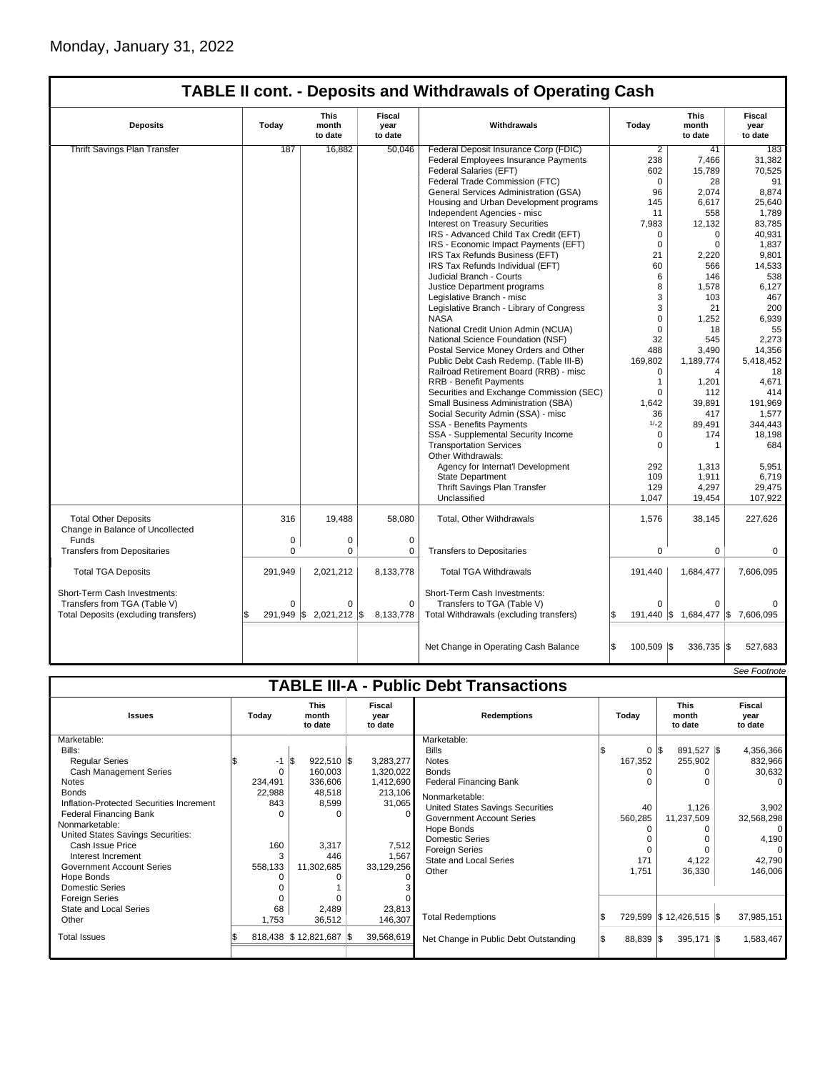Monday, January 31, 2022

## TABLE II cont. - Deposits and Withdrawals of Operating Cash

| Deposits | Today | This month to date | Fiscal year to date | Withdrawals | Today | This month to date | Fiscal year to date |
|---|---|---|---|---|---|---|---|
| Thrift Savings Plan Transfer | 187 | 16,882 | 50,046 | Federal Deposit Insurance Corp (FDIC) | 2 | 41 | 183 |
| | | | | Federal Employees Insurance Payments | 238 | 7,466 | 31,382 |
| | | | | Federal Salaries (EFT) | 602 | 15,789 | 70,525 |
| | | | | Federal Trade Commission (FTC) | 0 | 28 | 91 |
| | | | | General Services Administration (GSA) | 96 | 2,074 | 8,874 |
| | | | | Housing and Urban Development programs | 145 | 6,617 | 25,640 |
| | | | | Independent Agencies - misc | 11 | 558 | 1,789 |
| | | | | Interest on Treasury Securities | 7,983 | 12,132 | 83,785 |
| | | | | IRS - Advanced Child Tax Credit (EFT) | 0 | 0 | 40,931 |
| | | | | IRS - Economic Impact Payments (EFT) | 0 | 0 | 1,837 |
| | | | | IRS Tax Refunds Business (EFT) | 21 | 2,220 | 9,801 |
| | | | | IRS Tax Refunds Individual (EFT) | 60 | 566 | 14,533 |
| | | | | Judicial Branch - Courts | 6 | 146 | 538 |
| | | | | Justice Department programs | 8 | 1,578 | 6,127 |
| | | | | Legislative Branch - misc | 3 | 103 | 467 |
| | | | | Legislative Branch - Library of Congress | 3 | 21 | 200 |
| | | | | NASA | 0 | 1,252 | 6,939 |
| | | | | National Credit Union Admin (NCUA) | 0 | 18 | 55 |
| | | | | National Science Foundation (NSF) | 32 | 545 | 2,273 |
| | | | | Postal Service Money Orders and Other | 488 | 3,490 | 14,356 |
| | | | | Public Debt Cash Redemp. (Table III-B) | 169,802 | 1,189,774 | 5,418,452 |
| | | | | Railroad Retirement Board (RRB) - misc | 0 | 4 | 18 |
| | | | | RRB - Benefit Payments | 1 | 1,201 | 4,671 |
| | | | | Securities and Exchange Commission (SEC) | 0 | 112 | 414 |
| | | | | Small Business Administration (SBA) | 1,642 | 39,891 | 191,969 |
| | | | | Social Security Admin (SSA) - misc | 36 | 417 | 1,577 |
| | | | | SSA - Benefits Payments | 1/-2 | 89,491 | 344,443 |
| | | | | SSA - Supplemental Security Income | 0 | 174 | 18,198 |
| | | | | Transportation Services | 0 | 1 | 684 |
| | | | | Other Withdrawals: | | | |
| | | | | Agency for Internat'l Development | 292 | 1,313 | 5,951 |
| | | | | State Department | 109 | 1,911 | 6,719 |
| | | | | Thrift Savings Plan Transfer | 129 | 4,297 | 29,475 |
| | | | | Unclassified | 1,047 | 19,454 | 107,922 |
| Total Other Deposits | 316 | 19,488 | 58,080 | Total, Other Withdrawals | 1,576 | 38,145 | 227,626 |
| Change in Balance of Uncollected Funds | 0 | 0 | 0 | | | | |
| Transfers from Depositaries | 0 | 0 | 0 | Transfers to Depositaries | 0 | 0 | 0 |
| Total TGA Deposits | 291,949 | 2,021,212 | 8,133,778 | Total TGA Withdrawals | 191,440 | 1,684,477 | 7,606,095 |
| Short-Term Cash Investments: | | | | Short-Term Cash Investments: | | | |
| Transfers from TGA (Table V) | 0 | 0 | 0 | Transfers to TGA (Table V) | 0 | 0 | 0 |
| Total Deposits (excluding transfers) | $ 291,949 | $ 2,021,212 | $ 8,133,778 | Total Withdrawals (excluding transfers) | $ 191,440 | $ 1,684,477 | $ 7,606,095 |
| | | | | Net Change in Operating Cash Balance | $ 100,509 | $ 336,735 | $ 527,683 |

See Footnote

## TABLE III-A - Public Debt Transactions

| Issues | Today | This month to date | Fiscal year to date | Redemptions | Today | This month to date | Fiscal year to date |
|---|---|---|---|---|---|---|---|
| Marketable: | | | | Marketable: | | | |
| Bills: | | | | Bills | $ 0 | $ 891,527 | $ 4,356,366 |
| Regular Series | $ -1 | $ 922,510 | $ 3,283,277 | Notes | 167,352 | 255,902 | 832,966 |
| Cash Management Series | 0 | 160,003 | 1,320,022 | Bonds | 0 | 0 | 30,632 |
| Notes | 234,491 | 336,606 | 1,412,690 | Federal Financing Bank | 0 | 0 | 0 |
| Bonds | 22,988 | 48,518 | 213,106 | Nonmarketable: | | | |
| Inflation-Protected Securities Increment | 843 | 8,599 | 31,065 | United States Savings Securities | 40 | 1,126 | 3,902 |
| Federal Financing Bank | 0 | 0 | 0 | Government Account Series | 560,285 | 11,237,509 | 32,568,298 |
| Nonmarketable: | | | | Hope Bonds | 0 | 0 | 0 |
| United States Savings Securities: | | | | Domestic Series | 0 | 0 | 4,190 |
| Cash Issue Price | 160 | 3,317 | 7,512 | Foreign Series | 0 | 0 | 0 |
| Interest Increment | 3 | 446 | 1,567 | State and Local Series | 171 | 4,122 | 42,790 |
| Government Account Series | 558,133 | 11,302,685 | 33,129,256 | Other | 1,751 | 36,330 | 146,006 |
| Hope Bonds | 0 | 0 | 0 | | | | |
| Domestic Series | 0 | 1 | 3 | | | | |
| Foreign Series | 0 | 0 | 0 | | | | |
| State and Local Series | 68 | 2,489 | 23,813 | | | | |
| Other | 1,753 | 36,512 | 146,307 | Total Redemptions | $ 729,599 | $ 12,426,515 | $ 37,985,151 |
| Total Issues | $ 818,438 | $ 12,821,687 | $ 39,568,619 | Net Change in Public Debt Outstanding | $ 88,839 | $ 395,171 | $ 1,583,467 |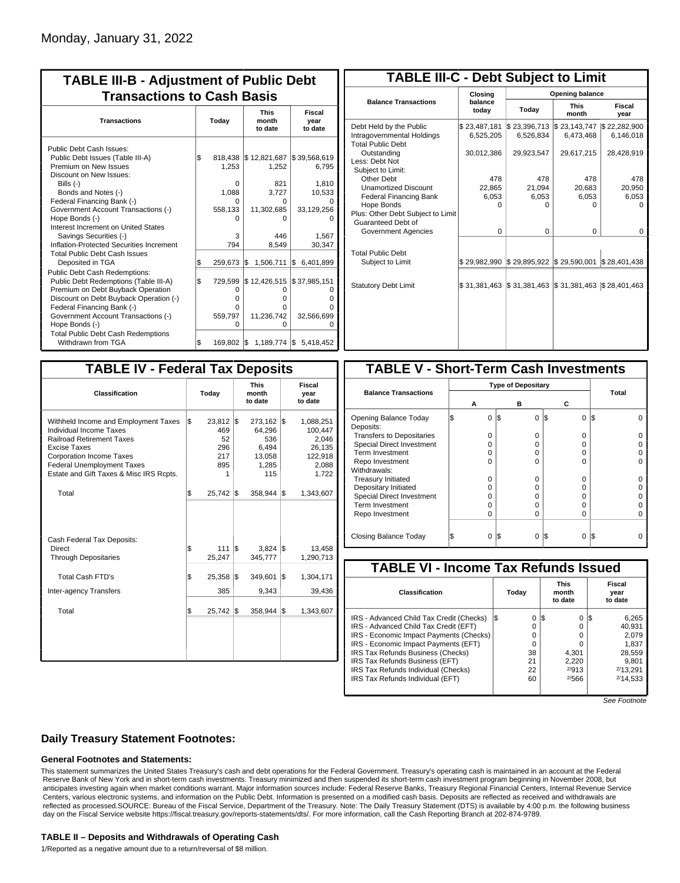Monday, January 31, 2022

## TABLE III-B - Adjustment of Public Debt Transactions to Cash Basis

| Transactions | Today | This month to date | Fiscal year to date |
|---|---|---|---|
| Public Debt Cash Issues: | | | |
| Public Debt Issues (Table III-A) | $ 818,438 | $ 12,821,687 | $ 39,568,619 |
| Premium on New Issues | 1,253 | 1,252 | 6,795 |
| Discount on New Issues: | | | |
| Bills (-) | 0 | 821 | 1,810 |
| Bonds and Notes (-) | 1,088 | 3,727 | 10,533 |
| Federal Financing Bank (-) | 0 | 0 | 0 |
| Government Account Transactions (-) | 558,133 | 11,302,685 | 33,129,256 |
| Hope Bonds (-) | 0 | 0 | 0 |
| Interest Increment on United States Savings Securities (-) | 3 | 446 | 1,567 |
| Inflation-Protected Securities Increment | 794 | 8,549 | 30,347 |
| Total Public Debt Cash Issues Deposited in TGA | $ 259,673 | $ 1,506,711 | $ 6,401,899 |
| Public Debt Cash Redemptions: | | | |
| Public Debt Redemptions (Table III-A) | $ 729,599 | $ 12,426,515 | $ 37,985,151 |
| Premium on Debt Buyback Operation | 0 | 0 | 0 |
| Discount on Debt Buyback Operation (-) | 0 | 0 | 0 |
| Federal Financing Bank (-) | 0 | 0 | 0 |
| Government Account Transactions (-) | 559,797 | 11,236,742 | 32,566,699 |
| Hope Bonds (-) | 0 | 0 | 0 |
| Total Public Debt Cash Redemptions Withdrawn from TGA | $ 169,802 | $ 1,189,774 | $ 5,418,452 |

## TABLE III-C - Debt Subject to Limit

| Balance Transactions | Closing balance today | Opening balance Today | Opening balance This month | Opening balance Fiscal year |
|---|---|---|---|---|
| Debt Held by the Public | $ 23,487,181 | $ 23,396,713 | $ 23,143,747 | $ 22,282,900 |
| Intragovernmental Holdings | 6,525,205 | 6,526,834 | 6,473,468 | 6,146,018 |
| Total Public Debt Outstanding | 30,012,386 | 29,923,547 | 29,617,215 | 28,428,919 |
| Less: Debt Not Subject to Limit: | | | | |
| Other Debt | 478 | 478 | 478 | 478 |
| Unamortized Discount | 22,865 | 21,094 | 20,683 | 20,950 |
| Federal Financing Bank | 6,053 | 6,053 | 6,053 | 6,053 |
| Hope Bonds | 0 | 0 | 0 | 0 |
| Plus: Other Debt Subject to Limit Guaranteed Debt of Government Agencies | 0 | 0 | 0 | 0 |
| Total Public Debt Subject to Limit | $ 29,982,990 | $ 29,895,922 | $ 29,590,001 | $ 28,401,438 |
| Statutory Debt Limit | $ 31,381,463 | $ 31,381,463 | $ 31,381,463 | $ 28,401,463 |

## TABLE IV - Federal Tax Deposits

| Classification | Today | This month to date | Fiscal year to date |
|---|---|---|---|
| Withheld Income and Employment Taxes | $ 23,812 | $ 273,162 | $ 1,088,251 |
| Individual Income Taxes | 469 | 64,296 | 100,447 |
| Railroad Retirement Taxes | 52 | 536 | 2,046 |
| Excise Taxes | 296 | 6,494 | 26,135 |
| Corporation Income Taxes | 217 | 13,058 | 122,918 |
| Federal Unemployment Taxes | 895 | 1,285 | 2,088 |
| Estate and Gift Taxes & Misc IRS Rcpts. | 1 | 115 | 1,722 |
| Total | $ 25,742 | $ 358,944 | $ 1,343,607 |
| Cash Federal Tax Deposits: | | | |
| Direct | $ 111 | $ 3,824 | $ 13,458 |
| Through Depositaries | 25,247 | 345,777 | 1,290,713 |
| Total Cash FTD's | $ 25,358 | $ 349,601 | $ 1,304,171 |
| Inter-agency Transfers | 385 | 9,343 | 39,436 |
| Total | $ 25,742 | $ 358,944 | $ 1,343,607 |

## TABLE V - Short-Term Cash Investments

| Balance Transactions | Type of Depositary A | Type of Depositary B | Type of Depositary C | Total |
|---|---|---|---|---|
| Opening Balance Today | $ 0 | $ 0 | $ 0 | $ 0 |
| Deposits: | | | | |
| Transfers to Depositaries | 0 | 0 | 0 | 0 |
| Special Direct Investment | 0 | 0 | 0 | 0 |
| Term Investment | 0 | 0 | 0 | 0 |
| Repo Investment | 0 | 0 | 0 | 0 |
| Withdrawals: | | | | |
| Treasury Initiated | 0 | 0 | 0 | 0 |
| Depositary Initiated | 0 | 0 | 0 | 0 |
| Special Direct Investment | 0 | 0 | 0 | 0 |
| Term Investment | 0 | 0 | 0 | 0 |
| Repo Investment | 0 | 0 | 0 | 0 |
| Closing Balance Today | $ 0 | $ 0 | $ 0 | $ 0 |

## TABLE VI - Income Tax Refunds Issued

| Classification | Today | This month to date | Fiscal year to date |
|---|---|---|---|
| IRS - Advanced Child Tax Credit (Checks) | $ 0 | $ 0 | $ 6,265 |
| IRS - Advanced Child Tax Credit (EFT) | 0 | 0 | 40,931 |
| IRS - Economic Impact Payments (Checks) | 0 | 0 | 2,079 |
| IRS - Economic Impact Payments (EFT) | 0 | 0 | 1,837 |
| IRS Tax Refunds Business (Checks) | 38 | 4,301 | 28,559 |
| IRS Tax Refunds Business (EFT) | 21 | 2,220 | 9,801 |
| IRS Tax Refunds Individual (Checks) | 22 | [2]913 | [2]13,291 |
| IRS Tax Refunds Individual (EFT) | 60 | [2]566 | [2]14,533 |

*See Footnote*

### Daily Treasury Statement Footnotes:

#### General Footnotes and Statements:

This statement summarizes the United States Treasury's cash and debt operations for the Federal Government. Treasury's operating cash is maintained in an account at the Federal Reserve Bank of New York and in short-term cash investments. Treasury minimized and then suspended its short-term cash investment program beginning in November 2008, but anticipates investing again when market conditions warrant. Major information sources include: Federal Reserve Banks, Treasury Regional Financial Centers, Internal Revenue Service Centers, various electronic systems, and information on the Public Debt. Information is presented on a modified cash basis. Deposits are reflected as received and withdrawals are reflected as processed.SOURCE: Bureau of the Fiscal Service, Department of the Treasury. Note: The Daily Treasury Statement (DTS) is available by 4:00 p.m. the following business day on the Fiscal Service website https://fiscal.treasury.gov/reports-statements/dts/. For more information, call the Cash Reporting Branch at 202-874-9789.

#### TABLE II – Deposits and Withdrawals of Operating Cash

1/Reported as a negative amount due to a return/reversal of $8 million.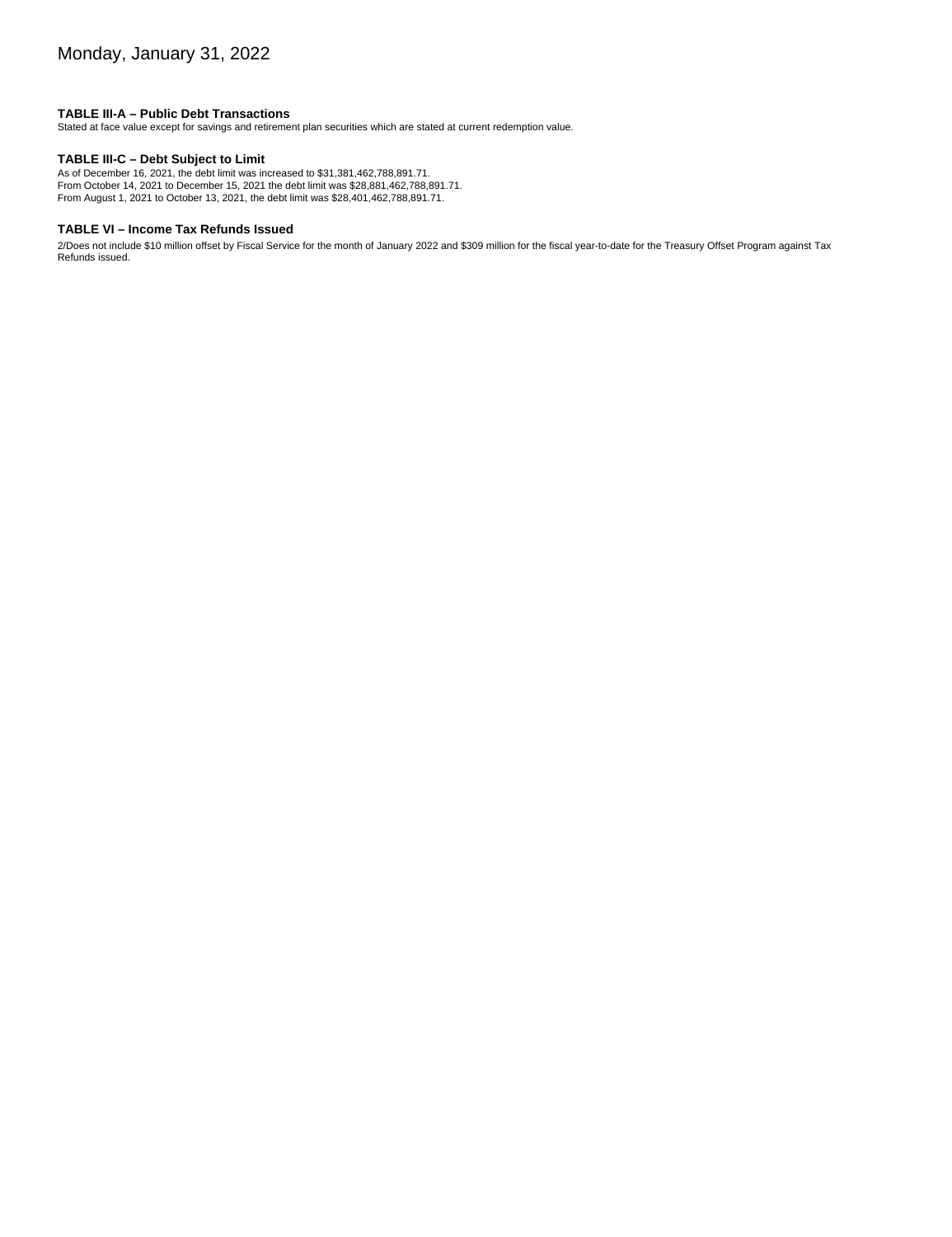Monday, January 31, 2022

### TABLE III-A – Public Debt Transactions

Stated at face value except for savings and retirement plan securities which are stated at current redemption value.

### TABLE III-C – Debt Subject to Limit

As of December 16, 2021, the debt limit was increased to $31,381,462,788,891.71.
From October 14, 2021 to December 15, 2021 the debt limit was $28,881,462,788,891.71.
From August 1, 2021 to October 13, 2021, the debt limit was $28,401,462,788,891.71.

### TABLE VI – Income Tax Refunds Issued

2/Does not include $10 million offset by Fiscal Service for the month of January 2022 and $309 million for the fiscal year-to-date for the Treasury Offset Program against Tax Refunds issued.